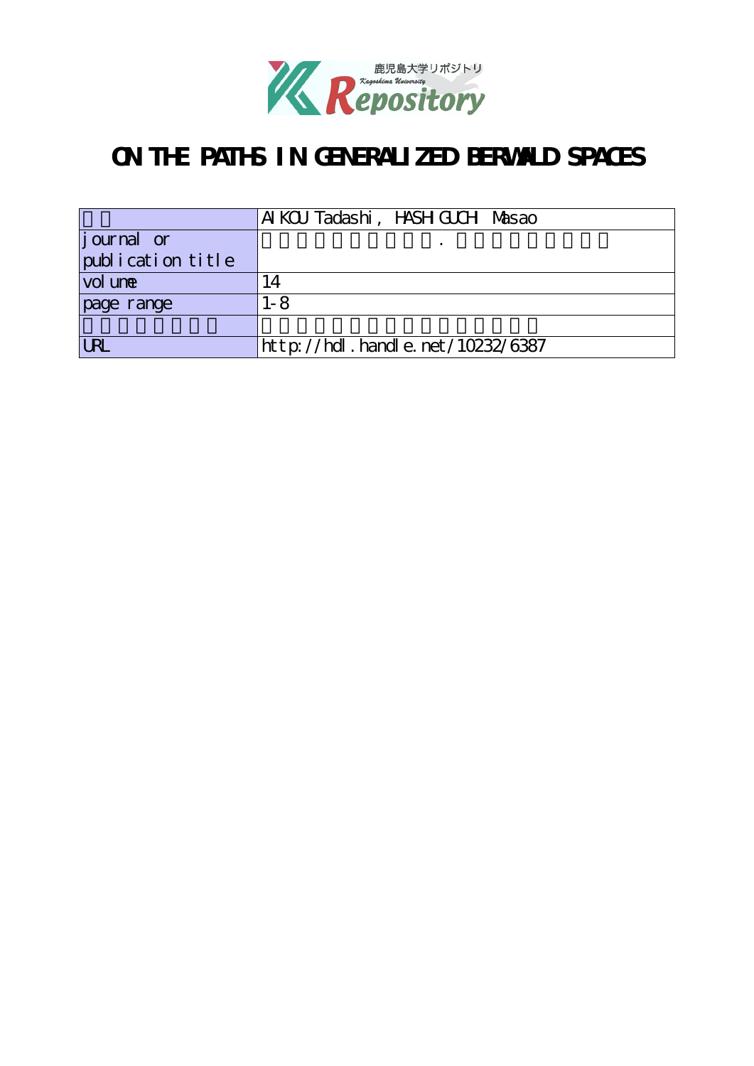# ON THE PATHS IN GENERALIZED BERWALD SPACES

| | |
|---|---|
| | AIKOU Tadashi, HASHIGUCHI Masao |
| journal or publication title | . |
| volume | 14 |
| page range | 1-8 |
| | |
| URL | http://hdl.handle.net/10232/6387 |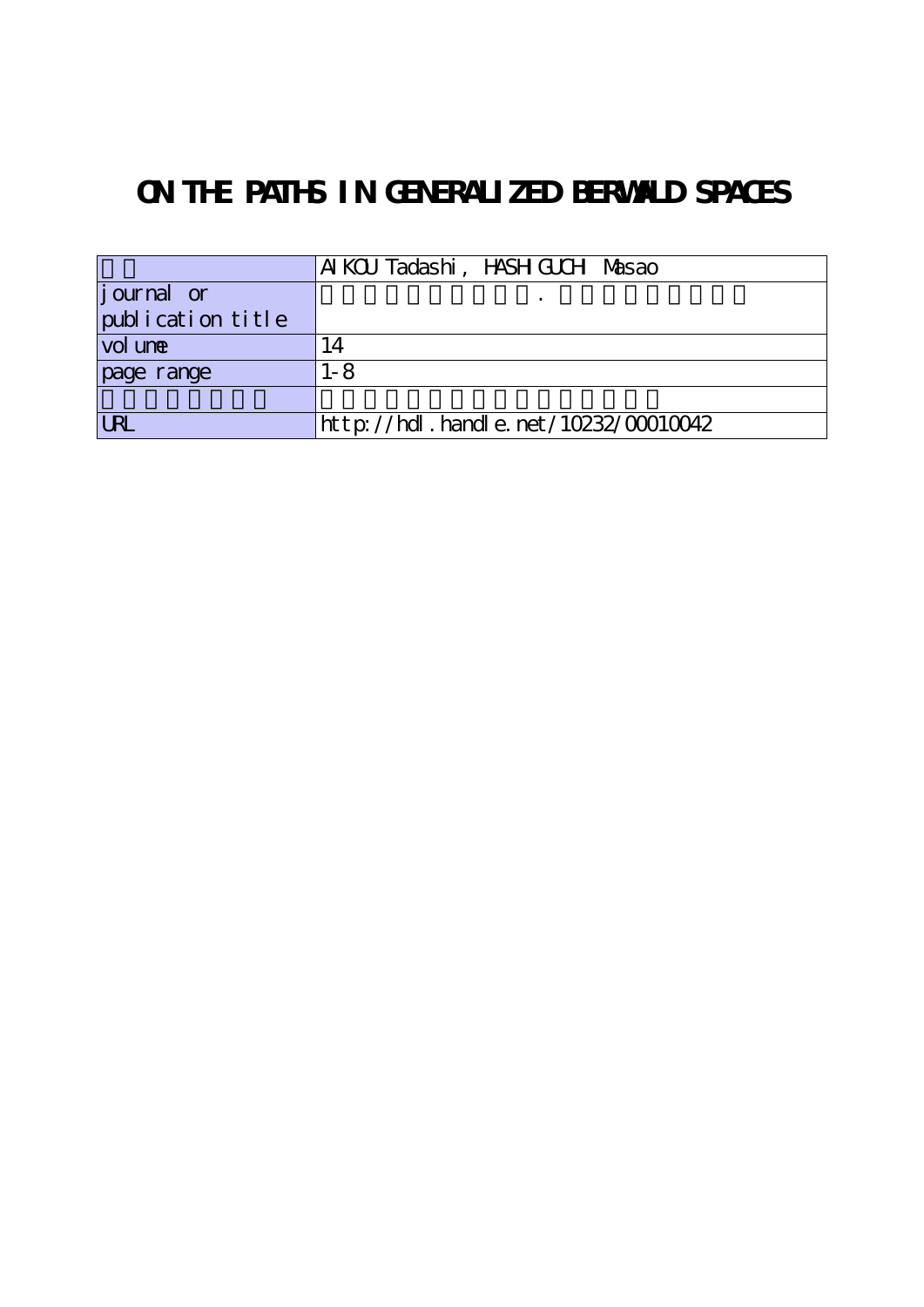# ON THE PATHS IN GENERALIZED BERWALD SPACES

| | |
|---|---|
| | AIKOU Tadashi, HASHIGUCHI Masao |
| journal or publication title | . |
| volume | 14 |
| page range | 1-8 |
| | |
| URL | http://hdl.handle.net/10232/00010042 |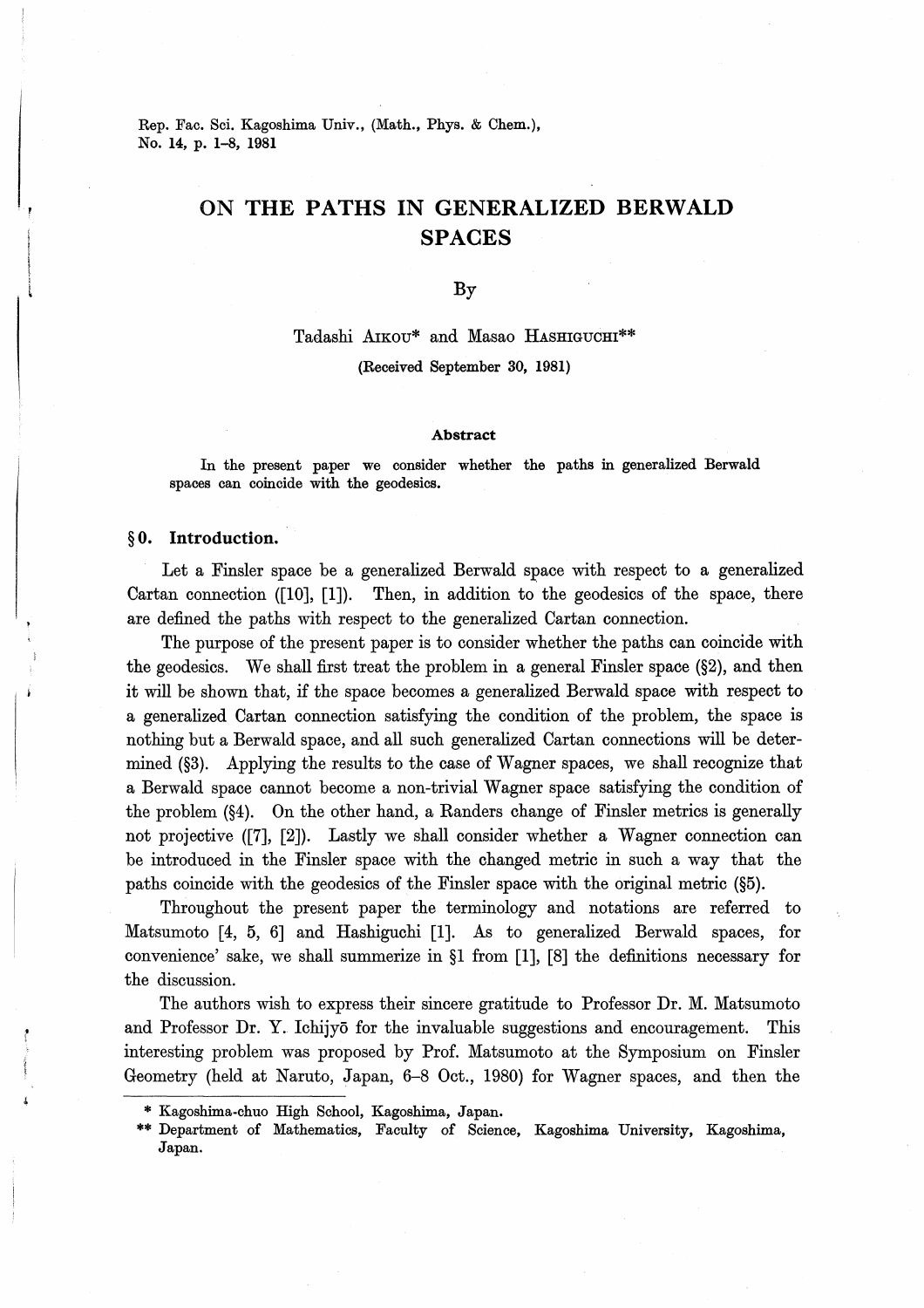# ON THE PATHS IN GENERALIZED BERWALD SPACES

By

Tadashi Aikou* and Masao Hashiguchi**

(Received September 30, 1981)

### Abstract

In the present paper we consider whether the paths in generalized Berwald spaces can coincide with the geodesics.

## § 0. Introduction.

Let a Finsler space be a generalized Berwald space with respect to a generalized Cartan connection ([10], [1]). Then, in addition to the geodesics of the space, there are defined the paths with respect to the generalized Cartan connection.

The purpose of the present paper is to consider whether the paths can coincide with the geodesics. We shall first treat the problem in a general Finsler space (§2), and then it will be shown that, if the space becomes a generalized Berwald space with respect to a generalized Cartan connection satisfying the condition of the problem, the space is nothing but a Berwald space, and all such generalized Cartan connections will be determined (§3). Applying the results to the case of Wagner spaces, we shall recognize that a Berwald space cannot become a non-trivial Wagner space satisfying the condition of the problem (§4). On the other hand, a Randers change of Finsler metrics is generally not projective ([7], [2]). Lastly we shall consider whether a Wagner connection can be introduced in the Finsler space with the changed metric in such a way that the paths coincide with the geodesics of the Finsler space with the original metric (§5).

Throughout the present paper the terminology and notations are referred to Matsumoto [4, 5, 6] and Hashiguchi [1]. As to generalized Berwald spaces, for convenience' sake, we shall summerize in §1 from [1], [8] the definitions necessary for the discussion.

The authors wish to express their sincere gratitude to Professor Dr. M. Matsumoto and Professor Dr. Y. Ichijyō for the invaluable suggestions and encouragement. This interesting problem was proposed by Prof. Matsumoto at the Symposium on Finsler Geometry (held at Naruto, Japan, 6–8 Oct., 1980) for Wagner spaces, and then the

---

\* Kagoshima-chuo High School, Kagoshima, Japan.

\*\* Department of Mathematics, Faculty of Science, Kagoshima University, Kagoshima, Japan.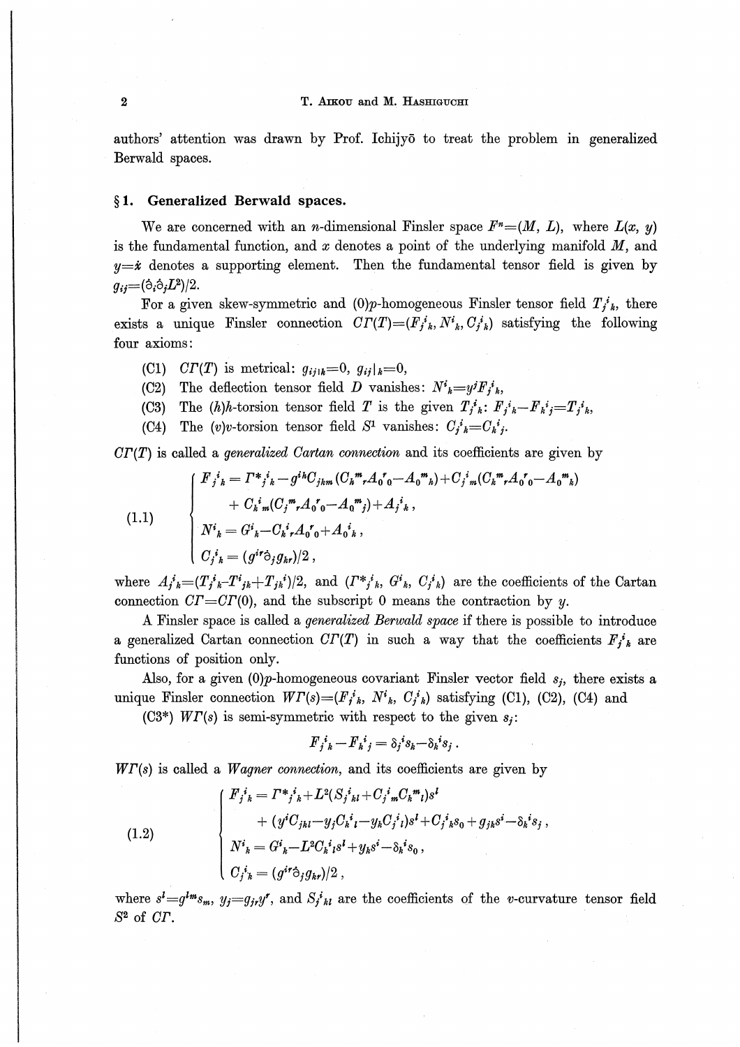authors' attention was drawn by Prof. Ichijyō to treat the problem in generalized Berwald spaces.

## § 1. Generalized Berwald spaces.

We are concerned with an $n$-dimensional Finsler space $F^n=(M, L)$, where $L(x, y)$ is the fundamental function, and $x$ denotes a point of the underlying manifold $M$, and $y=\dot{x}$ denotes a supporting element. Then the fundamental tensor field is given by $g_{ij}=(\dot{\partial}_i\dot{\partial}_j L^2)/2$.

For a given skew-symmetric and $(0)p$-homogeneous Finsler tensor field $T_j{}^i{}_k$, there exists a unique Finsler connection $C\Gamma(T)=(F_j{}^i{}_k, N^i{}_k, C_j{}^i{}_k)$ satisfying the following four axioms:

(C1) $C\Gamma(T)$ is metrical: $g_{ij|k}=0$, $g_{ij}|_k=0$,

(C2) The deflection tensor field $D$ vanishes: $N^i{}_k=y^j F_j{}^i{}_k$,

(C3) The $(h)h$-torsion tensor field $T$ is the given $T_j{}^i{}_k$: $F_j{}^i{}_k-F_k{}^i{}_j=T_j{}^i{}_k$,

(C4) The $(v)v$-torsion tensor field $S^1$ vanishes: $C_j{}^i{}_k=C_k{}^i{}_j$.

$C\Gamma(T)$ is called a *generalized Cartan connection* and its coefficients are given by

$$
(1.1)\qquad
\begin{cases}
F_j{}^i{}_k = \Gamma^*{}_j{}^i{}_k - g^{ih}C_{jhm}(C_k{}^m{}_r A_0{}^r{}_0 - A_0{}^m{}_k) + C_j{}^i{}_m(C_k{}^m{}_r A_0{}^r{}_0 - A_0{}^m{}_k) \\
\qquad\quad + C_k{}^i{}_m(C_j{}^m{}_r A_0{}^r{}_0 - A_0{}^m{}_j) + A_j{}^i{}_k\,, \\
N^i{}_k = G^i{}_k - C_k{}^i{}_r A_0{}^r{}_0 + A_0{}^i{}_k\,, \\
C_j{}^i{}_k = (g^{ir}\dot{\partial}_j g_{kr})/2\,,
\end{cases}
$$

where $A_j{}^i{}_k=(T_j{}^i{}_k-T^i{}_{jk}+T_{jk}{}^i)/2$, and $(\Gamma^*{}_j{}^i{}_k, G^i{}_k, C_j{}^i{}_k)$ are the coefficients of the Cartan connection $C\Gamma=C\Gamma(0)$, and the subscript 0 means the contraction by $y$.

A Finsler space is called a *generalized Berwald space* if there is possible to introduce a generalized Cartan connection $C\Gamma(T)$ in such a way that the coefficients $F_j{}^i{}_k$ are functions of position only.

Also, for a given $(0)p$-homogeneous covariant Finsler vector field $s_j$, there exists a unique Finsler connection $W\Gamma(s)=(F_j{}^i{}_k, N^i{}_k, C_j{}^i{}_k)$ satisfying (C1), (C2), (C4) and

(C3*) $W\Gamma(s)$ is semi-symmetric with respect to the given $s_j$:

$$F_j{}^i{}_k - F_k{}^i{}_j = \delta_j{}^i s_k - \delta_k{}^i s_j\,.$$

$W\Gamma(s)$ is called a *Wagner connection*, and its coefficients are given by

$$
(1.2)\qquad
\begin{cases}
F_j{}^i{}_k = \Gamma^*{}_j{}^i{}_k + L^2(S_j{}^i{}_{kl} + C_j{}^i{}_m C_k{}^m{}_l)s^l \\
\qquad\quad + (y^i C_{jkl} - y_j C_k{}^i{}_l - y_k C_j{}^i{}_l)s^l + C_j{}^i{}_k s_0 + g_{jk}s^i - \delta_k{}^i s_j\,, \\
N^i{}_k = G^i{}_k - L^2 C_k{}^i{}_l s^l + y_k s^i - \delta_k{}^i s_0\,, \\
C_j{}^i{}_k = (g^{ir}\dot{\partial}_j g_{kr})/2\,,
\end{cases}
$$

where $s^l=g^{lm}s_m$, $y_j=g_{jr}y^r$, and $S_j{}^i{}_{kl}$ are the coefficients of the $v$-curvature tensor field $S^2$ of $C\Gamma$.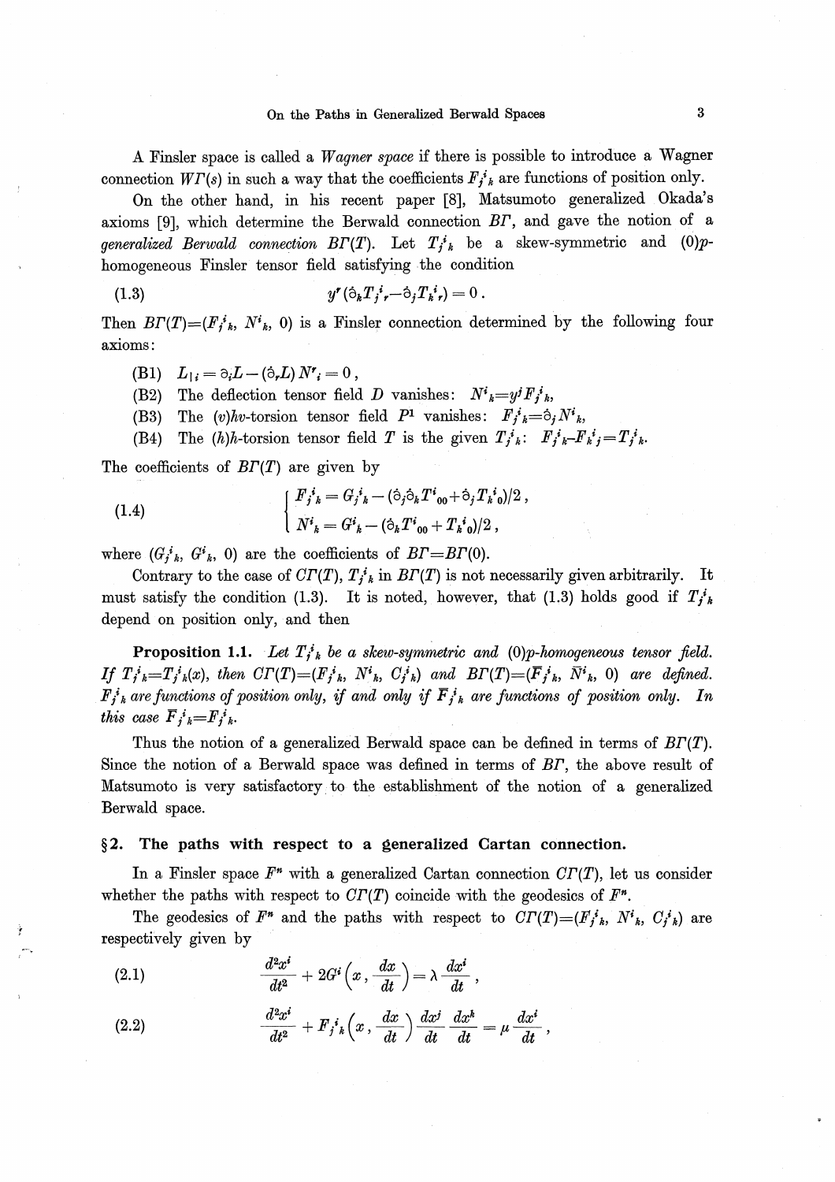A Finsler space is called a *Wagner space* if there is possible to introduce a Wagner connection $W\Gamma(s)$ in such a way that the coefficients $F_j{}^i{}_k$ are functions of position only.

On the other hand, in his recent paper [8], Matsumoto generalized Okada's axioms [9], which determine the Berwald connection $B\Gamma$, and gave the notion of a *generalized Berwald connection* $B\Gamma(T)$. Let $T_j{}^i{}_k$ be a skew-symmetric and $(0)p$-homogeneous Finsler tensor field satisfying the condition

$$y^r(\dot{\partial}_k T_j{}^i{}_r - \dot{\partial}_j T_k{}^i{}_r) = 0 . \tag{1.3}$$

Then $B\Gamma(T) = (F_j{}^i{}_k, N^i{}_k, 0)$ is a Finsler connection determined by the following four axioms:

(B1) $L_{|i} = \partial_i L - (\dot{\partial}_r L) N^r{}_i = 0$,

(B2) The deflection tensor field $D$ vanishes: $N^i{}_k = y^j F_j{}^i{}_k$,

(B3) The $(v)hv$-torsion tensor field $P^1$ vanishes: $F_j{}^i{}_k = \dot{\partial}_j N^i{}_k$,

(B4) The $(h)h$-torsion tensor field $T$ is the given $T_j{}^i{}_k$: $F_j{}^i{}_k - F_k{}^i{}_j = T_j{}^i{}_k$.

The coefficients of $B\Gamma(T)$ are given by

$$\begin{cases} F_j{}^i{}_k = G_j{}^i{}_k - (\dot{\partial}_j \dot{\partial}_k T^i{}_{00} + \dot{\partial}_j T_k{}^i{}_0)/2 , \\ N^i{}_k = G^i{}_k - (\dot{\partial}_k T^i{}_{00} + T_k{}^i{}_0)/2 , \end{cases} \tag{1.4}$$

where $(G_j{}^i{}_k, G^i{}_k, 0)$ are the coefficients of $B\Gamma = B\Gamma(0)$.

Contrary to the case of $C\Gamma(T)$, $T_j{}^i{}_k$ in $B\Gamma(T)$ is not necessarily given arbitrarily. It must satisfy the condition (1.3). It is noted, however, that (1.3) holds good if $T_j{}^i{}_k$ depend on position only, and then

**Proposition 1.1.** *Let $T_j{}^i{}_k$ be a skew-symmetric and $(0)p$-homogeneous tensor field. If $T_j{}^i{}_k = T_j{}^i{}_k(x)$, then $C\Gamma(T) = (F_j{}^i{}_k, N^i{}_k, C_j{}^i{}_k)$ and $B\Gamma(T) = (\bar{F}_j{}^i{}_k, \bar{N}^i{}_k, 0)$ are defined. $F_j{}^i{}_k$ are functions of position only, if and only if $\bar{F}_j{}^i{}_k$ are functions of position only. In this case $\bar{F}_j{}^i{}_k = F_j{}^i{}_k$.*

Thus the notion of a generalized Berwald space can be defined in terms of $B\Gamma(T)$. Since the notion of a Berwald space was defined in terms of $B\Gamma$, the above result of Matsumoto is very satisfactory to the establishment of the notion of a generalized Berwald space.

## §2. The paths with respect to a generalized Cartan connection.

In a Finsler space $F^n$ with a generalized Cartan connection $C\Gamma(T)$, let us consider whether the paths with respect to $C\Gamma(T)$ coincide with the geodesics of $F^n$.

The geodesics of $F^n$ and the paths with respect to $C\Gamma(T) = (F_j{}^i{}_k, N^i{}_k, C_j{}^i{}_k)$ are respectively given by

$$\frac{d^2x^i}{dt^2} + 2G^i\left(x, \frac{dx}{dt}\right) = \lambda \frac{dx^i}{dt} , \tag{2.1}$$

$$\frac{d^2x^i}{dt^2} + F_j{}^i{}_k\left(x, \frac{dx}{dt}\right) \frac{dx^j}{dt} \frac{dx^k}{dt} = \mu \frac{dx^i}{dt} , \tag{2.2}$$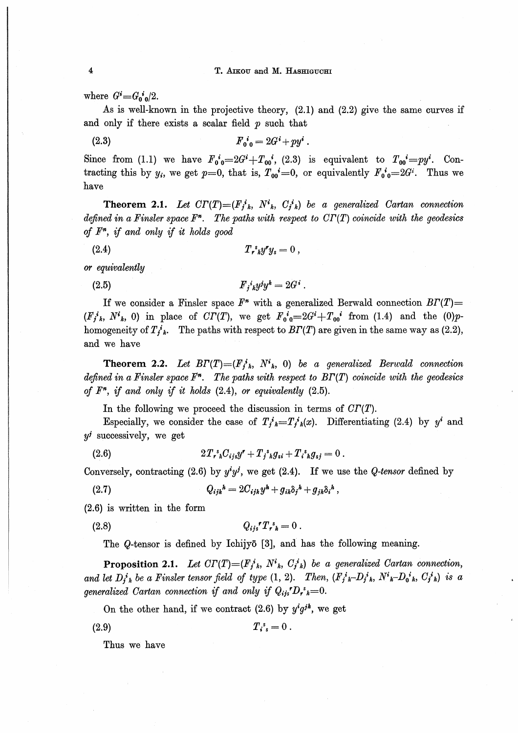where $G^i = G_0{}^i{}_0/2$.

As is well-known in the projective theory, (2.1) and (2.2) give the same curves if and only if there exists a scalar field $p$ such that

$$F_0{}^i{}_0 = 2G^i + py^i \,. \tag{2.3}$$

Since from (1.1) we have $F_0{}^i{}_0 = 2G^i + T_{00}{}^i$, (2.3) is equivalent to $T_{00}{}^i = py^i$. Contracting this by $y_i$, we get $p=0$, that is, $T_{00}{}^i = 0$, or equivalently $F_0{}^i{}_0 = 2G^i$. Thus we have

**Theorem 2.1.** *Let $C\Gamma(T) = (F_j{}^i{}_k,\ N^i{}_k,\ C_j{}^i{}_k)$ be a generalized Cartan connection defined in a Finsler space $F^n$. The paths with respect to $C\Gamma(T)$ coincide with the geodesics of $F^n$, if and only if it holds good*

$$T_r{}^s{}_k y^r y_s = 0\,, \tag{2.4}$$

*or equivalently*

$$F_j{}^i{}_k y^j y^k = 2G^i\,. \tag{2.5}$$

If we consider a Finsler space $F^n$ with a generalized Berwald connection $B\Gamma(T) = (F_j{}^i{}_k,\ N^i{}_k,\ 0)$ in place of $C\Gamma(T)$, we get $F_0{}^i{}_0 = 2G^i + T_{00}{}^i$ from (1.4) and the (0)$p$-homogeneity of $T_j{}^i{}_k$. The paths with respect to $B\Gamma(T)$ are given in the same way as (2.2), and we have

**Theorem 2.2.** *Let $B\Gamma(T) = (F_j{}^i{}_k,\ N^i{}_k,\ 0)$ be a generalized Berwald connection defined in a Finsler space $F^n$. The paths with respect to $B\Gamma(T)$ coincide with the geodesics of $F^n$, if and only if it holds* (2.4), *or equivalently* (2.5).

In the following we proceed the discussion in terms of $C\Gamma(T)$.

Especially, we consider the case of $T_j{}^i{}_k = T_j{}^i{}_k(x)$. Differentiating (2.4) by $y^i$ and $y^j$ successively, we get

$$2T_r{}^s{}_k C_{ijs} y^r + T_j{}^s{}_k g_{si} + T_i{}^s{}_k g_{sj} = 0\,. \tag{2.6}$$

Conversely, contracting (2.6) by $y^i y^j$, we get (2.4). If we use the *Q-tensor* defined by

$$Q_{ijk}{}^h = 2C_{ijk} y^h + g_{ik}\delta_j{}^h + g_{jk}\delta_i{}^h\,, \tag{2.7}$$

(2.6) is written in the form

$$Q_{ijs}{}^r T_r{}^s{}_k = 0\,. \tag{2.8}$$

The $Q$-tensor is defined by Ichijyō [3], and has the following meaning.

**Proposition 2.1.** *Let $C\Gamma(T) = (F_j{}^i{}_k,\ N^i{}_k,\ C_j{}^i{}_k)$ be a generalized Cartan connection, and let $D_j{}^i{}_k$ be a Finsler tensor field of type* (1, 2). *Then, $(F_j{}^i{}_k - D_j{}^i{}_k,\ N^i{}_k - D_0{}^i{}_k,\ C_j{}^i{}_k)$ is a generalized Cartan connection if and only if $Q_{ijs}{}^r D_r{}^s{}_k = 0$.*

On the other hand, if we contract (2.6) by $y^i g^{jk}$, we get

$$T_i{}^s{}_s = 0\,. \tag{2.9}$$

Thus we have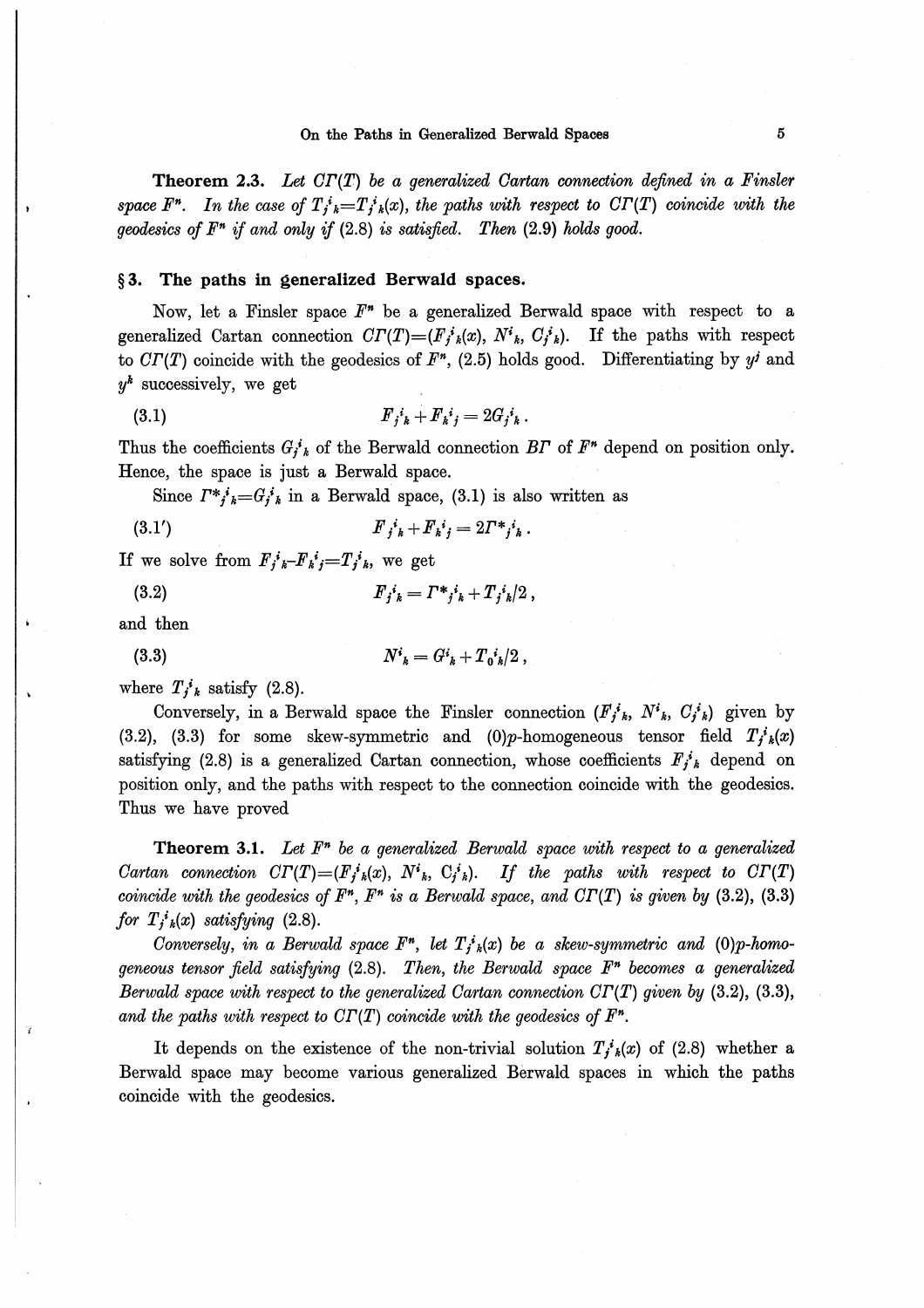**Theorem 2.3.** *Let $C\Gamma(T)$ be a generalized Cartan connection defined in a Finsler space $F^n$. In the case of $T_j{}^i{}_k = T_j{}^i{}_k(x)$, the paths with respect to $C\Gamma(T)$ coincide with the geodesics of $F^n$ if and only if* (2.8) *is satisfied. Then* (2.9) *holds good.*

## § 3. The paths in generalized Berwald spaces.

Now, let a Finsler space $F^n$ be a generalized Berwald space with respect to a generalized Cartan connection $C\Gamma(T) = (F_j{}^i{}_k(x), N^i{}_k, C_j{}^i{}_k)$. If the paths with respect to $C\Gamma(T)$ coincide with the geodesics of $F^n$, (2.5) holds good. Differentiating by $y^j$ and $y^k$ successively, we get

$$F_j{}^i{}_k + F_k{}^i{}_j = 2G_j{}^i{}_k . \tag{3.1}$$

Thus the coefficients $G_j{}^i{}_k$ of the Berwald connection $B\Gamma$ of $F^n$ depend on position only. Hence, the space is just a Berwald space.

Since $\Gamma^*{}_j{}^i{}_k = G_j{}^i{}_k$ in a Berwald space, (3.1) is also written as

$$F_j{}^i{}_k + F_k{}^i{}_j = 2\Gamma^*{}_j{}^i{}_k . \tag{3.1'}$$

If we solve from $F_j{}^i{}_k - F_k{}^i{}_j = T_j{}^i{}_k$, we get

$$F_j{}^i{}_k = \Gamma^*{}_j{}^i{}_k + T_j{}^i{}_k/2 , \tag{3.2}$$

and then

$$N^i{}_k = G^i{}_k + T_0{}^i{}_k/2 , \tag{3.3}$$

where $T_j{}^i{}_k$ satisfy (2.8).

Conversely, in a Berwald space the Finsler connection $(F_j{}^i{}_k, N^i{}_k, C_j{}^i{}_k)$ given by (3.2), (3.3) for some skew-symmetric and $(0)p$-homogeneous tensor field $T_j{}^i{}_k(x)$ satisfying (2.8) is a generalized Cartan connection, whose coefficients $F_j{}^i{}_k$ depend on position only, and the paths with respect to the connection coincide with the geodesics. Thus we have proved

**Theorem 3.1.** *Let $F^n$ be a generalized Berwald space with respect to a generalized Cartan connection $C\Gamma(T) = (F_j{}^i{}_k(x), N^i{}_k, C_j{}^i{}_k)$. If the paths with respect to $C\Gamma(T)$ coincide with the geodesics of $F^n$, $F^n$ is a Berwald space, and $C\Gamma(T)$ is given by* (3.2), (3.3) *for $T_j{}^i{}_k(x)$ satisfying* (2.8).

*Conversely, in a Berwald space $F^n$, let $T_j{}^i{}_k(x)$ be a skew-symmetric and $(0)p$-homogeneous tensor field satisfying* (2.8). *Then, the Berwald space $F^n$ becomes a generalized Berwald space with respect to the generalized Cartan connection $C\Gamma(T)$ given by* (3.2), (3.3), *and the paths with respect to $C\Gamma(T)$ coincide with the geodesics of $F^n$.*

It depends on the existence of the non-trivial solution $T_j{}^i{}_k(x)$ of (2.8) whether a Berwald space may become various generalized Berwald spaces in which the paths coincide with the geodesics.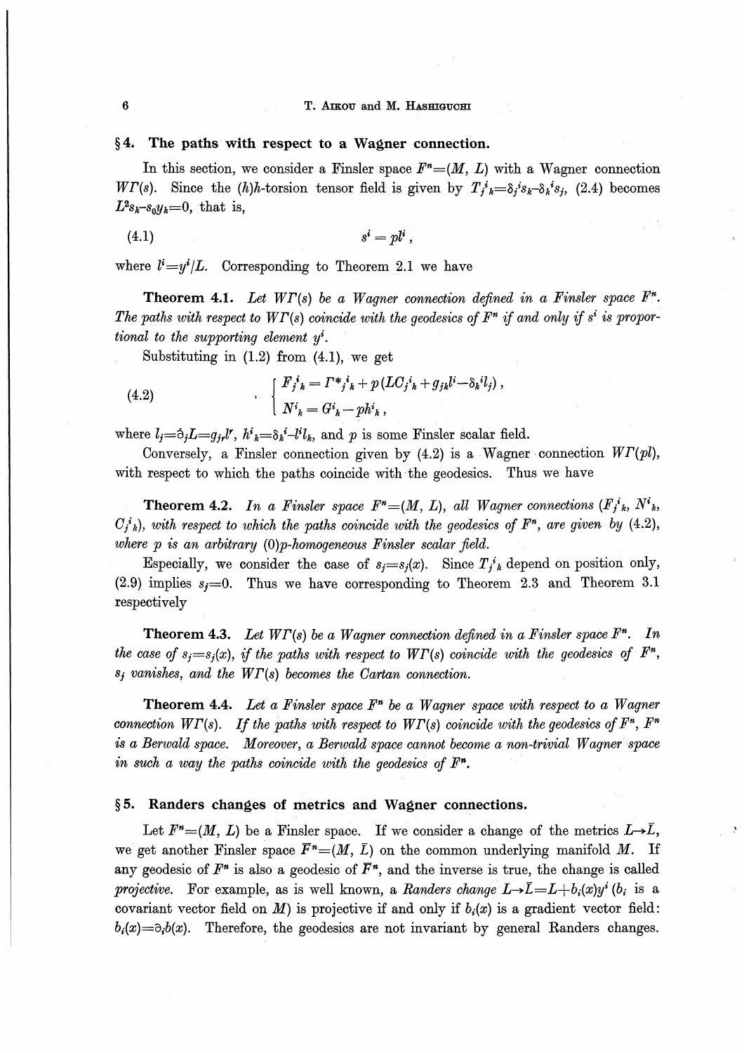## §4. The paths with respect to a Wagner connection.

In this section, we consider a Finsler space $F^n=(M, L)$ with a Wagner connection $W\Gamma(s)$. Since the $(h)h$-torsion tensor field is given by $T_j{}^i{}_k=\delta_j{}^i s_k-\delta_k{}^i s_j$, (2.4) becomes $L^2 s_k - s_0 y_k=0$, that is,

$$s^i = pl^i, \tag{4.1}$$

where $l^i=y^i/L$. Corresponding to Theorem 2.1 we have

**Theorem 4.1.** *Let $W\Gamma(s)$ be a Wagner connection defined in a Finsler space $F^n$. The paths with respect to $W\Gamma(s)$ coincide with the geodesics of $F^n$ if and only if $s^i$ is proportional to the supporting element $y^i$.*

Substituting in (1.2) from (4.1), we get

$$\begin{cases} F_j{}^i{}_k = \Gamma^*{}_j{}^i{}_k + p(LC_j{}^i{}_k + g_{jk}l^i - \delta_k{}^i l_j), \\ N^i{}_k = G^i{}_k - ph^i{}_k, \end{cases} \tag{4.2}$$

where $l_j=\dot{\partial}_j L = g_{jr}l^r$, $h^i{}_k=\delta_k{}^i - l^i l_k$, and $p$ is some Finsler scalar field.

Conversely, a Finsler connection given by (4.2) is a Wagner connection $W\Gamma(pl)$, with respect to which the paths coincide with the geodesics. Thus we have

**Theorem 4.2.** *In a Finsler space $F^n=(M, L)$, all Wagner connections $(F_j{}^i{}_k, N^i{}_k, C_j{}^i{}_k)$, with respect to which the paths coincide with the geodesics of $F^n$, are given by (4.2), where $p$ is an arbitrary $(0)p$-homogeneous Finsler scalar field.*

Especially, we consider the case of $s_j=s_j(x)$. Since $T_j{}^i{}_k$ depend on position only, (2.9) implies $s_j=0$. Thus we have corresponding to Theorem 2.3 and Theorem 3.1 respectively

**Theorem 4.3.** *Let $W\Gamma(s)$ be a Wagner connection defined in a Finsler space $F^n$. In the case of $s_j=s_j(x)$, if the paths with respect to $W\Gamma(s)$ coincide with the geodesics of $F^n$, $s_j$ vanishes, and the $W\Gamma(s)$ becomes the Cartan connection.*

**Theorem 4.4.** *Let a Finsler space $F^n$ be a Wagner space with respect to a Wagner connection $W\Gamma(s)$. If the paths with respect to $W\Gamma(s)$ coincide with the geodesics of $F^n$, $F^n$ is a Berwald space. Moreover, a Berwald space cannot become a non-trivial Wagner space in such a way the paths coincide with the geodesics of $F^n$.*

## §5. Randers changes of metrics and Wagner connections.

Let $F^n=(M, L)$ be a Finsler space. If we consider a change of the metrics $L\to\bar{L}$, we get another Finsler space $\bar{F}^n=(M, \bar{L})$ on the common underlying manifold $M$. If any geodesic of $F^n$ is also a geodesic of $\bar{F}^n$, and the inverse is true, the change is called *projective*. For example, as is well known, a *Randers change* $L\to\bar{L}=L+b_i(x)y^i$ ($b_i$ is a covariant vector field on $M$) is projective if and only if $b_i(x)$ is a gradient vector field: $b_i(x)=\partial_i b(x)$. Therefore, the geodesics are not invariant by general Randers changes.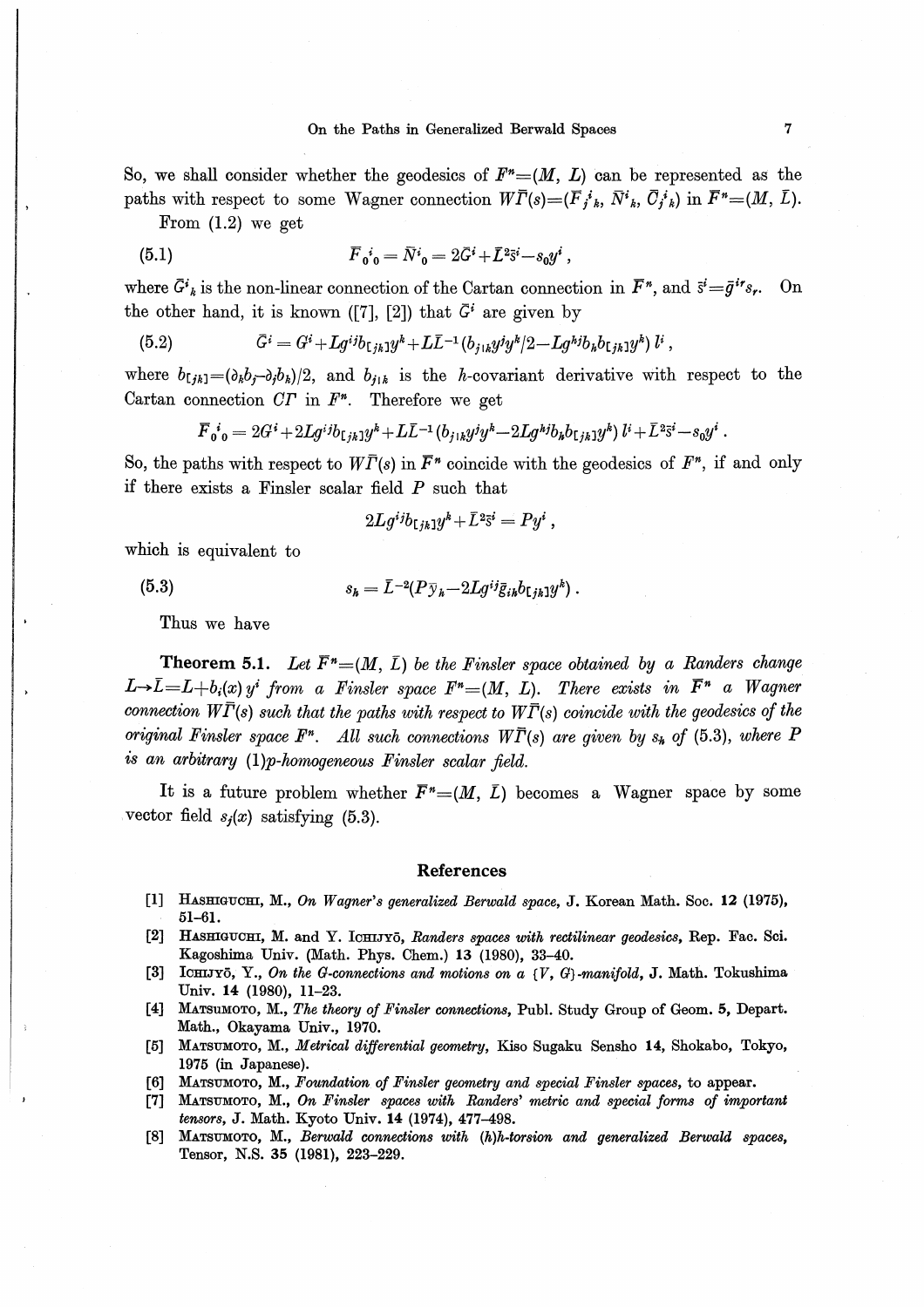So, we shall consider whether the geodesics of $F^n=(M, L)$ can be represented as the paths with respect to some Wagner connection $W\bar{\Gamma}(s)=(\bar{F}_j{}^i{}_k, \bar{N}^i{}_k, \bar{C}_j{}^i{}_k)$ in $\bar{F}^n=(M, \bar{L})$.

From (1.2) we get

$$\bar{F}_0{}^i{}_0 = \bar{N}^i{}_0 = 2\bar{G}^i + \bar{L}^2\bar{s}^i - s_0 y^i\,, \tag{5.1}$$

where $\bar{G}^i{}_k$ is the non-linear connection of the Cartan connection in $\bar{F}^n$, and $\bar{s}^i=\bar{g}^{ir}s_r$. On the other hand, it is known ([7], [2]) that $\bar{G}^i$ are given by

$$\bar{G}^i = G^i + Lg^{ij}b_{[jk]}y^k + L\bar{L}^{-1}(b_{j|k}y^j y^k/2 - Lg^{hj}b_h b_{[jk]}y^k)\,l^i\,, \tag{5.2}$$

where $b_{[jk]}=(\partial_k b_j - \partial_j b_k)/2$, and $b_{j|k}$ is the $h$-covariant derivative with respect to the Cartan connection $C\Gamma$ in $F^n$. Therefore we get

$$\bar{F}_0{}^i{}_0 = 2G^i + 2Lg^{ij}b_{[jk]}y^k + L\bar{L}^{-1}(b_{j|k}y^j y^k - 2Lg^{hj}b_h b_{[jk]}y^k)\,l^i + \bar{L}^2\bar{s}^i - s_0 y^i\,.$$

So, the paths with respect to $W\bar{\Gamma}(s)$ in $\bar{F}^n$ coincide with the geodesics of $F^n$, if and only if there exists a Finsler scalar field $P$ such that

$$2Lg^{ij}b_{[jk]}y^k + \bar{L}^2\bar{s}^i = Py^i\,,$$

which is equivalent to

$$s_k = \bar{L}^{-2}(P\bar{y}_k - 2Lg^{ij}\bar{g}_{ik}b_{[jk]}y^k)\,. \tag{5.3}$$

Thus we have

**Theorem 5.1.** *Let $\bar{F}^n=(M, \bar{L})$ be the Finsler space obtained by a Randers change $L\to\bar{L}=L+b_i(x)\,y^i$ from a Finsler space $F^n=(M, L)$. There exists in $\bar{F}^n$ a Wagner connection $W\bar{\Gamma}(s)$ such that the paths with respect to $W\bar{\Gamma}(s)$ coincide with the geodesics of the original Finsler space $F^n$. All such connections $W\bar{\Gamma}(s)$ are given by $s_k$ of* (5.3), *where $P$ is an arbitrary* (1)*p-homogeneous Finsler scalar field.*

It is a future problem whether $\bar{F}^n=(M, \bar{L})$ becomes a Wagner space by some vector field $s_j(x)$ satisfying (5.3).

## References

[1] Hashiguchi, M., *On Wagner's generalized Berwald space*, J. Korean Math. Soc. **12** (1975), 51–61.

[2] Hashiguchi, M. and Y. Ichijyō, *Randers spaces with rectilinear geodesics*, Rep. Fac. Sci. Kagoshima Univ. (Math. Phys. Chem.) **13** (1980), 33–40.

[3] Ichijyō, Y., *On the G-connections and motions on a {V, G}-manifold*, J. Math. Tokushima Univ. **14** (1980), 11–23.

[4] Matsumoto, M., *The theory of Finsler connections*, Publ. Study Group of Geom. **5**, Depart. Math., Okayama Univ., 1970.

[5] Matsumoto, M., *Metrical differential geometry*, Kiso Sugaku Sensho **14**, Shokabo, Tokyo, 1975 (in Japanese).

[6] Matsumoto, M., *Foundation of Finsler geometry and special Finsler spaces*, to appear.

[7] Matsumoto, M., *On Finsler spaces with Randers' metric and special forms of important tensors*, J. Math. Kyoto Univ. **14** (1974), 477–498.

[8] Matsumoto, M., *Berwald connections with (h)h-torsion and generalized Berwald spaces*, Tensor, N.S. **35** (1981), 223–229.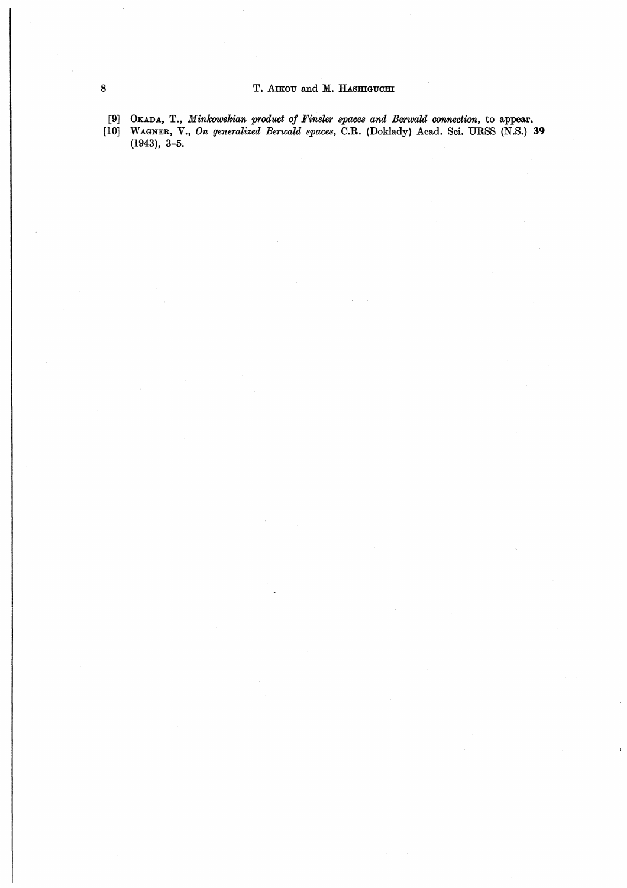[9] Okada, T., *Minkowskian product of Finsler spaces and Berwald connection*, to appear.

[10] Wagner, V., *On generalized Berwald spaces*, C.R. (Doklady) Acad. Sci. URSS (N.S.) **39** (1943), 3–5.